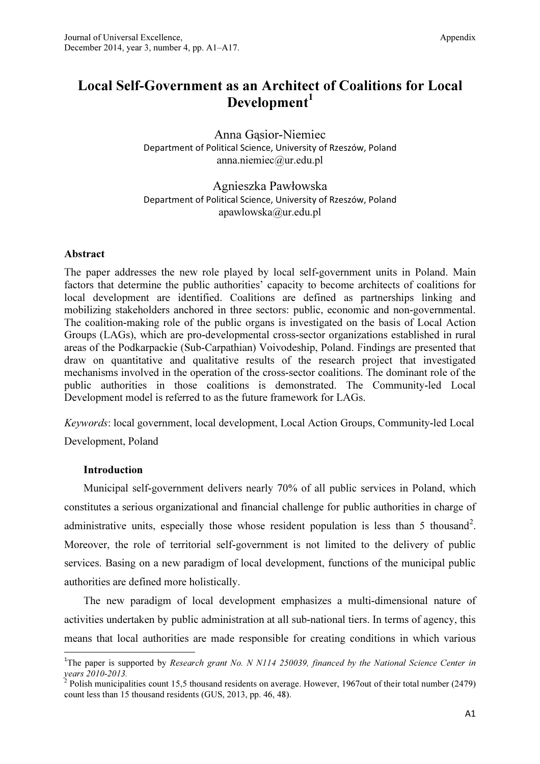# Local Self-Government as an Architect of Coalitions for Local Development[1]

Anna Gąsior-Niemiec
Department of Political Science, University of Rzeszów, Poland
anna.niemiec@ur.edu.pl

Agnieszka Pawłowska
Department of Political Science, University of Rzeszów, Poland
apawlowska@ur.edu.pl

**Abstract**

The paper addresses the new role played by local self-government units in Poland. Main factors that determine the public authorities' capacity to become architects of coalitions for local development are identified. Coalitions are defined as partnerships linking and mobilizing stakeholders anchored in three sectors: public, economic and non-governmental. The coalition-making role of the public organs is investigated on the basis of Local Action Groups (LAGs), which are pro-developmental cross-sector organizations established in rural areas of the Podkarpackie (Sub-Carpathian) Voivodeship, Poland. Findings are presented that draw on quantitative and qualitative results of the research project that investigated mechanisms involved in the operation of the cross-sector coalitions. The dominant role of the public authorities in those coalitions is demonstrated. The Community-led Local Development model is referred to as the future framework for LAGs.

*Keywords*: local government, local development, Local Action Groups, Community-led Local Development, Poland

## Introduction

Municipal self-government delivers nearly 70% of all public services in Poland, which constitutes a serious organizational and financial challenge for public authorities in charge of administrative units, especially those whose resident population is less than 5 thousand[2]. Moreover, the role of territorial self-government is not limited to the delivery of public services. Basing on a new paradigm of local development, functions of the municipal public authorities are defined more holistically.

The new paradigm of local development emphasizes a multi-dimensional nature of activities undertaken by public administration at all sub-national tiers. In terms of agency, this means that local authorities are made responsible for creating conditions in which various

---

[1] The paper is supported by *Research grant No. N N114 250039, financed by the National Science Center in years 2010-2013.*

[2] Polish municipalities count 15,5 thousand residents on average. However, 1967out of their total number (2479) count less than 15 thousand residents (GUS, 2013, pp. 46, 48).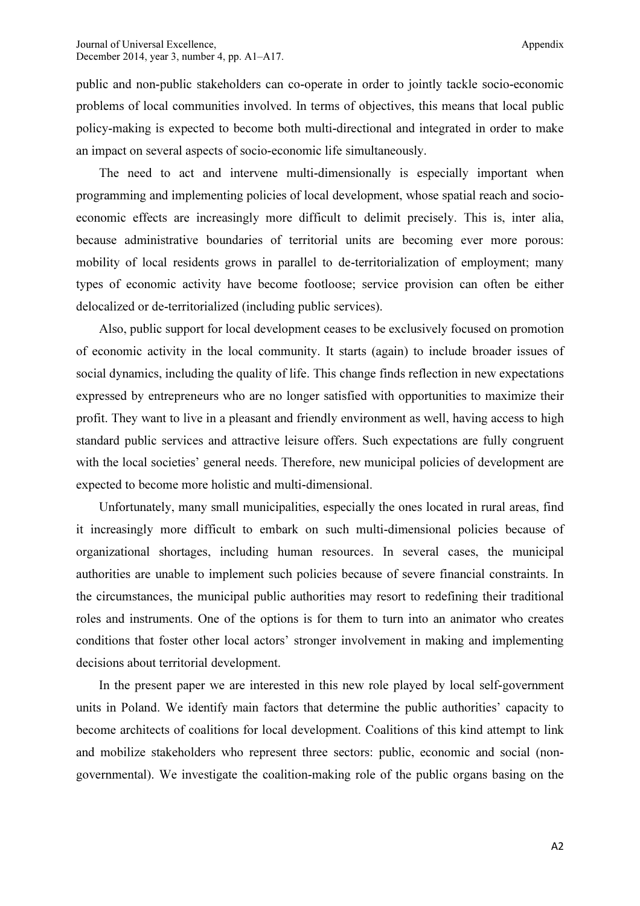public and non-public stakeholders can co-operate in order to jointly tackle socio-economic problems of local communities involved. In terms of objectives, this means that local public policy-making is expected to become both multi-directional and integrated in order to make an impact on several aspects of socio-economic life simultaneously.

The need to act and intervene multi-dimensionally is especially important when programming and implementing policies of local development, whose spatial reach and socio-economic effects are increasingly more difficult to delimit precisely. This is, inter alia, because administrative boundaries of territorial units are becoming ever more porous: mobility of local residents grows in parallel to de-territorialization of employment; many types of economic activity have become footloose; service provision can often be either delocalized or de-territorialized (including public services).

Also, public support for local development ceases to be exclusively focused on promotion of economic activity in the local community. It starts (again) to include broader issues of social dynamics, including the quality of life. This change finds reflection in new expectations expressed by entrepreneurs who are no longer satisfied with opportunities to maximize their profit. They want to live in a pleasant and friendly environment as well, having access to high standard public services and attractive leisure offers. Such expectations are fully congruent with the local societies' general needs. Therefore, new municipal policies of development are expected to become more holistic and multi-dimensional.

Unfortunately, many small municipalities, especially the ones located in rural areas, find it increasingly more difficult to embark on such multi-dimensional policies because of organizational shortages, including human resources. In several cases, the municipal authorities are unable to implement such policies because of severe financial constraints. In the circumstances, the municipal public authorities may resort to redefining their traditional roles and instruments. One of the options is for them to turn into an animator who creates conditions that foster other local actors' stronger involvement in making and implementing decisions about territorial development.

In the present paper we are interested in this new role played by local self-government units in Poland. We identify main factors that determine the public authorities' capacity to become architects of coalitions for local development. Coalitions of this kind attempt to link and mobilize stakeholders who represent three sectors: public, economic and social (non-governmental). We investigate the coalition-making role of the public organs basing on the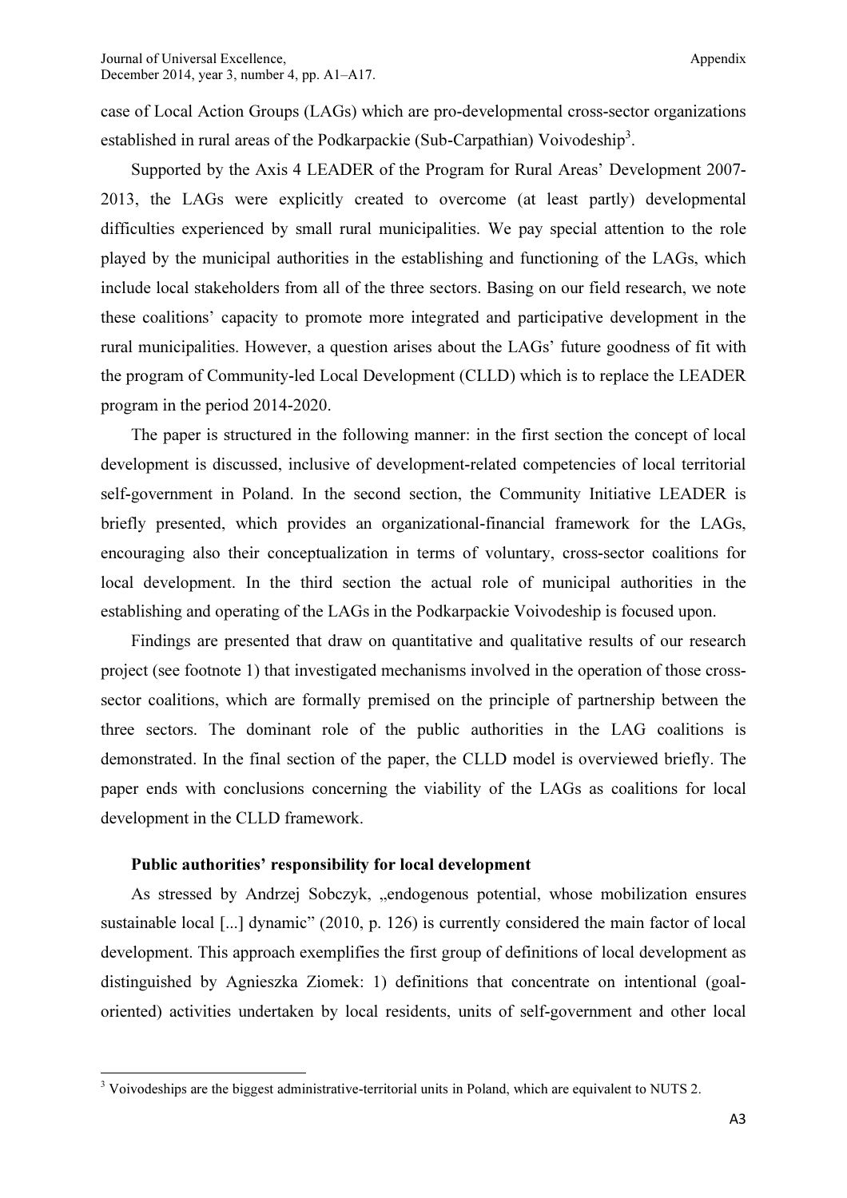case of Local Action Groups (LAGs) which are pro-developmental cross-sector organizations established in rural areas of the Podkarpackie (Sub-Carpathian) Voivodeship[3].

Supported by the Axis 4 LEADER of the Program for Rural Areas' Development 2007-2013, the LAGs were explicitly created to overcome (at least partly) developmental difficulties experienced by small rural municipalities. We pay special attention to the role played by the municipal authorities in the establishing and functioning of the LAGs, which include local stakeholders from all of the three sectors. Basing on our field research, we note these coalitions' capacity to promote more integrated and participative development in the rural municipalities. However, a question arises about the LAGs' future goodness of fit with the program of Community-led Local Development (CLLD) which is to replace the LEADER program in the period 2014-2020.

The paper is structured in the following manner: in the first section the concept of local development is discussed, inclusive of development-related competencies of local territorial self-government in Poland. In the second section, the Community Initiative LEADER is briefly presented, which provides an organizational-financial framework for the LAGs, encouraging also their conceptualization in terms of voluntary, cross-sector coalitions for local development. In the third section the actual role of municipal authorities in the establishing and operating of the LAGs in the Podkarpackie Voivodeship is focused upon.

Findings are presented that draw on quantitative and qualitative results of our research project (see footnote 1) that investigated mechanisms involved in the operation of those cross-sector coalitions, which are formally premised on the principle of partnership between the three sectors. The dominant role of the public authorities in the LAG coalitions is demonstrated. In the final section of the paper, the CLLD model is overviewed briefly. The paper ends with conclusions concerning the viability of the LAGs as coalitions for local development in the CLLD framework.

### Public authorities' responsibility for local development

As stressed by Andrzej Sobczyk, „endogenous potential, whose mobilization ensures sustainable local [...] dynamic" (2010, p. 126) is currently considered the main factor of local development. This approach exemplifies the first group of definitions of local development as distinguished by Agnieszka Ziomek: 1) definitions that concentrate on intentional (goal-oriented) activities undertaken by local residents, units of self-government and other local

---

[3] Voivodeships are the biggest administrative-territorial units in Poland, which are equivalent to NUTS 2.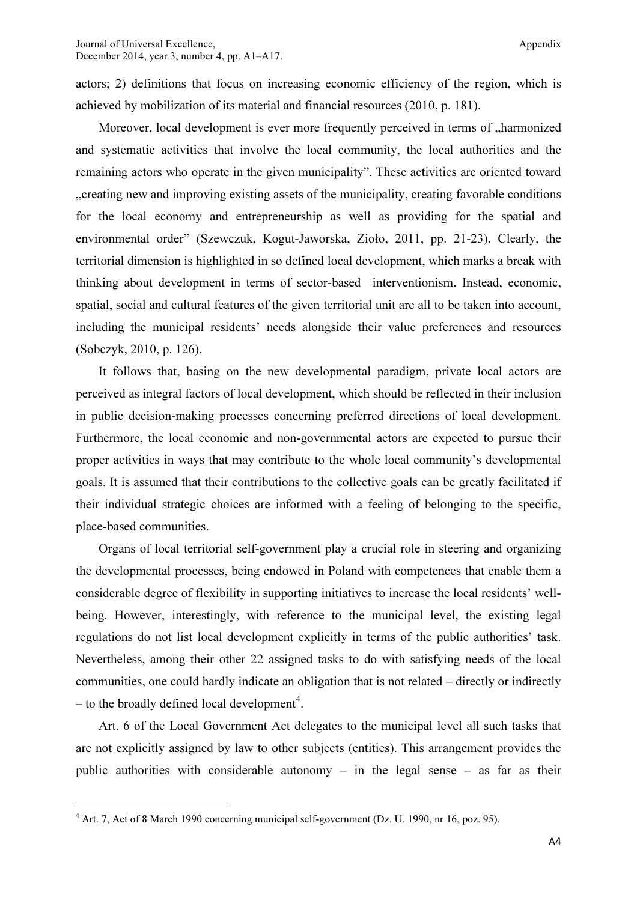actors; 2) definitions that focus on increasing economic efficiency of the region, which is achieved by mobilization of its material and financial resources (2010, p. 181).

Moreover, local development is ever more frequently perceived in terms of „harmonized and systematic activities that involve the local community, the local authorities and the remaining actors who operate in the given municipality". These activities are oriented toward „creating new and improving existing assets of the municipality, creating favorable conditions for the local economy and entrepreneurship as well as providing for the spatial and environmental order" (Szewczuk, Kogut-Jaworska, Zioło, 2011, pp. 21-23). Clearly, the territorial dimension is highlighted in so defined local development, which marks a break with thinking about development in terms of sector-based interventionism. Instead, economic, spatial, social and cultural features of the given territorial unit are all to be taken into account, including the municipal residents' needs alongside their value preferences and resources (Sobczyk, 2010, p. 126).

It follows that, basing on the new developmental paradigm, private local actors are perceived as integral factors of local development, which should be reflected in their inclusion in public decision-making processes concerning preferred directions of local development. Furthermore, the local economic and non-governmental actors are expected to pursue their proper activities in ways that may contribute to the whole local community's developmental goals. It is assumed that their contributions to the collective goals can be greatly facilitated if their individual strategic choices are informed with a feeling of belonging to the specific, place-based communities.

Organs of local territorial self-government play a crucial role in steering and organizing the developmental processes, being endowed in Poland with competences that enable them a considerable degree of flexibility in supporting initiatives to increase the local residents' well-being. However, interestingly, with reference to the municipal level, the existing legal regulations do not list local development explicitly in terms of the public authorities' task. Nevertheless, among their other 22 assigned tasks to do with satisfying needs of the local communities, one could hardly indicate an obligation that is not related – directly or indirectly – to the broadly defined local development[4].

Art. 6 of the Local Government Act delegates to the municipal level all such tasks that are not explicitly assigned by law to other subjects (entities). This arrangement provides the public authorities with considerable autonomy – in the legal sense – as far as their

---

[4] Art. 7, Act of 8 March 1990 concerning municipal self-government (Dz. U. 1990, nr 16, poz. 95).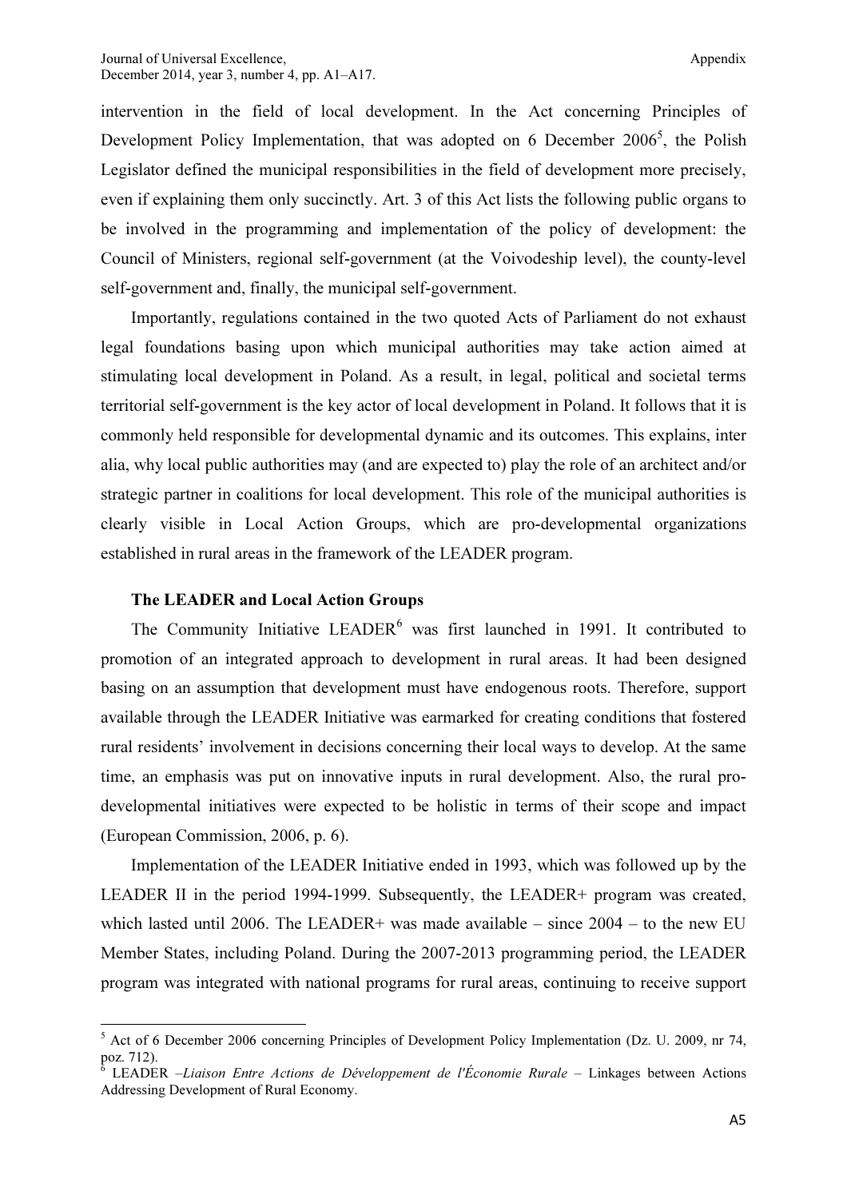intervention in the field of local development. In the Act concerning Principles of Development Policy Implementation, that was adopted on 6 December 2006[5], the Polish Legislator defined the municipal responsibilities in the field of development more precisely, even if explaining them only succinctly. Art. 3 of this Act lists the following public organs to be involved in the programming and implementation of the policy of development: the Council of Ministers, regional self-government (at the Voivodeship level), the county-level self-government and, finally, the municipal self-government.

Importantly, regulations contained in the two quoted Acts of Parliament do not exhaust legal foundations basing upon which municipal authorities may take action aimed at stimulating local development in Poland. As a result, in legal, political and societal terms territorial self-government is the key actor of local development in Poland. It follows that it is commonly held responsible for developmental dynamic and its outcomes. This explains, inter alia, why local public authorities may (and are expected to) play the role of an architect and/or strategic partner in coalitions for local development. This role of the municipal authorities is clearly visible in Local Action Groups, which are pro-developmental organizations established in rural areas in the framework of the LEADER program.

### The LEADER and Local Action Groups

The Community Initiative LEADER[6] was first launched in 1991. It contributed to promotion of an integrated approach to development in rural areas. It had been designed basing on an assumption that development must have endogenous roots. Therefore, support available through the LEADER Initiative was earmarked for creating conditions that fostered rural residents' involvement in decisions concerning their local ways to develop. At the same time, an emphasis was put on innovative inputs in rural development. Also, the rural pro-developmental initiatives were expected to be holistic in terms of their scope and impact (European Commission, 2006, p. 6).

Implementation of the LEADER Initiative ended in 1993, which was followed up by the LEADER II in the period 1994-1999. Subsequently, the LEADER+ program was created, which lasted until 2006. The LEADER+ was made available – since 2004 – to the new EU Member States, including Poland. During the 2007-2013 programming period, the LEADER program was integrated with national programs for rural areas, continuing to receive support

---

[5] Act of 6 December 2006 concerning Principles of Development Policy Implementation (Dz. U. 2009, nr 74, poz. 712).

[6] LEADER –*Liaison Entre Actions de Développement de l'Économie Rurale* – Linkages between Actions Addressing Development of Rural Economy.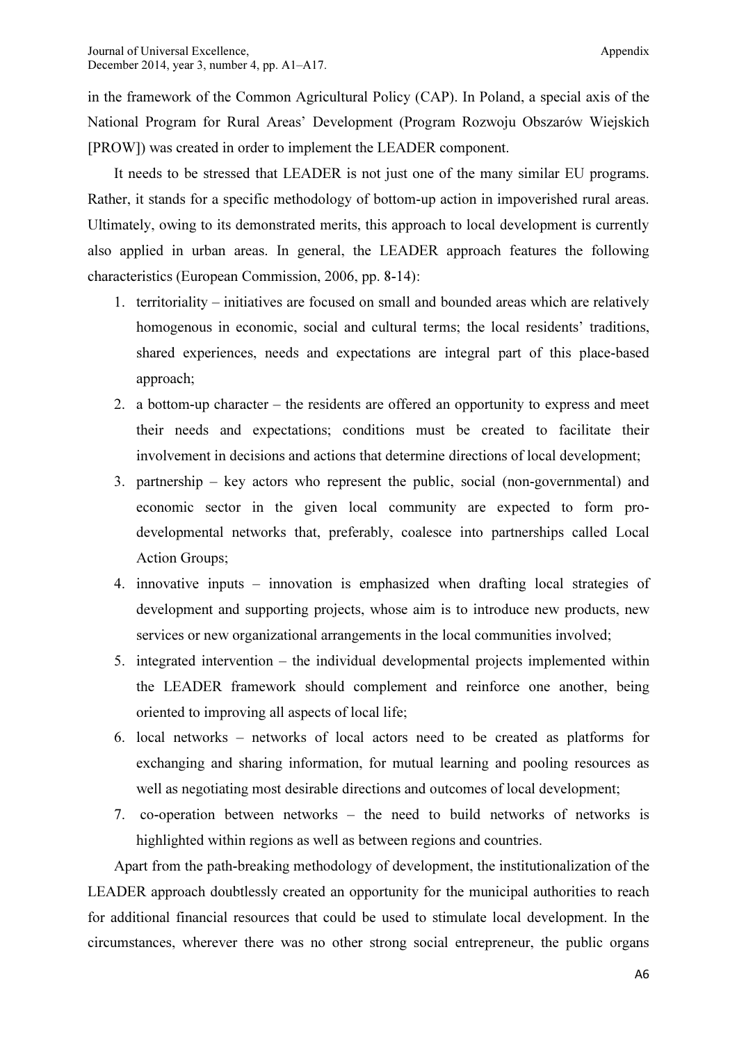in the framework of the Common Agricultural Policy (CAP). In Poland, a special axis of the National Program for Rural Areas' Development (Program Rozwoju Obszarów Wiejskich [PROW]) was created in order to implement the LEADER component.

It needs to be stressed that LEADER is not just one of the many similar EU programs. Rather, it stands for a specific methodology of bottom-up action in impoverished rural areas. Ultimately, owing to its demonstrated merits, this approach to local development is currently also applied in urban areas. In general, the LEADER approach features the following characteristics (European Commission, 2006, pp. 8-14):

1. territoriality – initiatives are focused on small and bounded areas which are relatively homogenous in economic, social and cultural terms; the local residents' traditions, shared experiences, needs and expectations are integral part of this place-based approach;
2. a bottom-up character – the residents are offered an opportunity to express and meet their needs and expectations; conditions must be created to facilitate their involvement in decisions and actions that determine directions of local development;
3. partnership – key actors who represent the public, social (non-governmental) and economic sector in the given local community are expected to form pro-developmental networks that, preferably, coalesce into partnerships called Local Action Groups;
4. innovative inputs – innovation is emphasized when drafting local strategies of development and supporting projects, whose aim is to introduce new products, new services or new organizational arrangements in the local communities involved;
5. integrated intervention – the individual developmental projects implemented within the LEADER framework should complement and reinforce one another, being oriented to improving all aspects of local life;
6. local networks – networks of local actors need to be created as platforms for exchanging and sharing information, for mutual learning and pooling resources as well as negotiating most desirable directions and outcomes of local development;
7. co-operation between networks – the need to build networks of networks is highlighted within regions as well as between regions and countries.

Apart from the path-breaking methodology of development, the institutionalization of the LEADER approach doubtlessly created an opportunity for the municipal authorities to reach for additional financial resources that could be used to stimulate local development. In the circumstances, wherever there was no other strong social entrepreneur, the public organs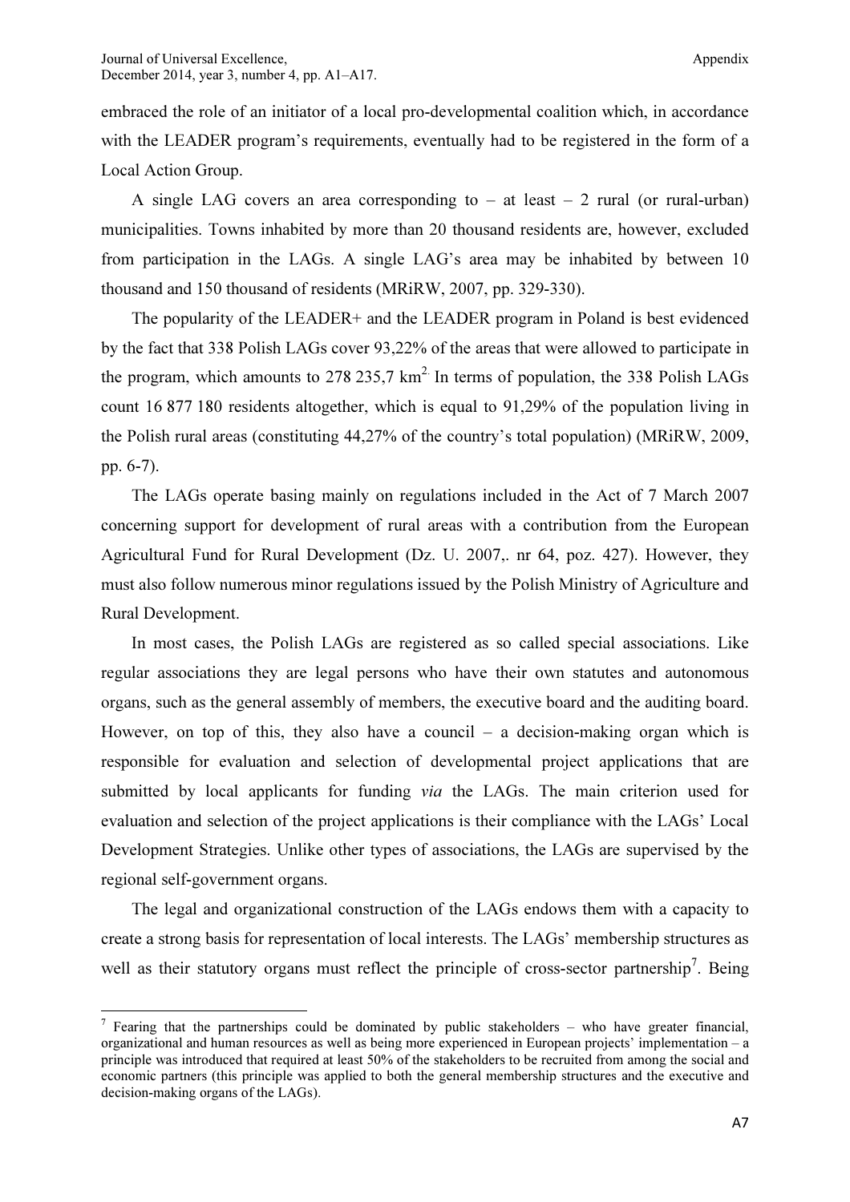embraced the role of an initiator of a local pro-developmental coalition which, in accordance with the LEADER program's requirements, eventually had to be registered in the form of a Local Action Group.

A single LAG covers an area corresponding to – at least – 2 rural (or rural-urban) municipalities. Towns inhabited by more than 20 thousand residents are, however, excluded from participation in the LAGs. A single LAG's area may be inhabited by between 10 thousand and 150 thousand of residents (MRiRW, 2007, pp. 329-330).

The popularity of the LEADER+ and the LEADER program in Poland is best evidenced by the fact that 338 Polish LAGs cover 93,22% of the areas that were allowed to participate in the program, which amounts to 278 235,7 km$^2$. In terms of population, the 338 Polish LAGs count 16 877 180 residents altogether, which is equal to 91,29% of the population living in the Polish rural areas (constituting 44,27% of the country's total population) (MRiRW, 2009, pp. 6-7).

The LAGs operate basing mainly on regulations included in the Act of 7 March 2007 concerning support for development of rural areas with a contribution from the European Agricultural Fund for Rural Development (Dz. U. 2007,. nr 64, poz. 427). However, they must also follow numerous minor regulations issued by the Polish Ministry of Agriculture and Rural Development.

In most cases, the Polish LAGs are registered as so called special associations. Like regular associations they are legal persons who have their own statutes and autonomous organs, such as the general assembly of members, the executive board and the auditing board. However, on top of this, they also have a council – a decision-making organ which is responsible for evaluation and selection of developmental project applications that are submitted by local applicants for funding *via* the LAGs. The main criterion used for evaluation and selection of the project applications is their compliance with the LAGs' Local Development Strategies. Unlike other types of associations, the LAGs are supervised by the regional self-government organs.

The legal and organizational construction of the LAGs endows them with a capacity to create a strong basis for representation of local interests. The LAGs' membership structures as well as their statutory organs must reflect the principle of cross-sector partnership[7]. Being

[7] Fearing that the partnerships could be dominated by public stakeholders – who have greater financial, organizational and human resources as well as being more experienced in European projects' implementation – a principle was introduced that required at least 50% of the stakeholders to be recruited from among the social and economic partners (this principle was applied to both the general membership structures and the executive and decision-making organs of the LAGs).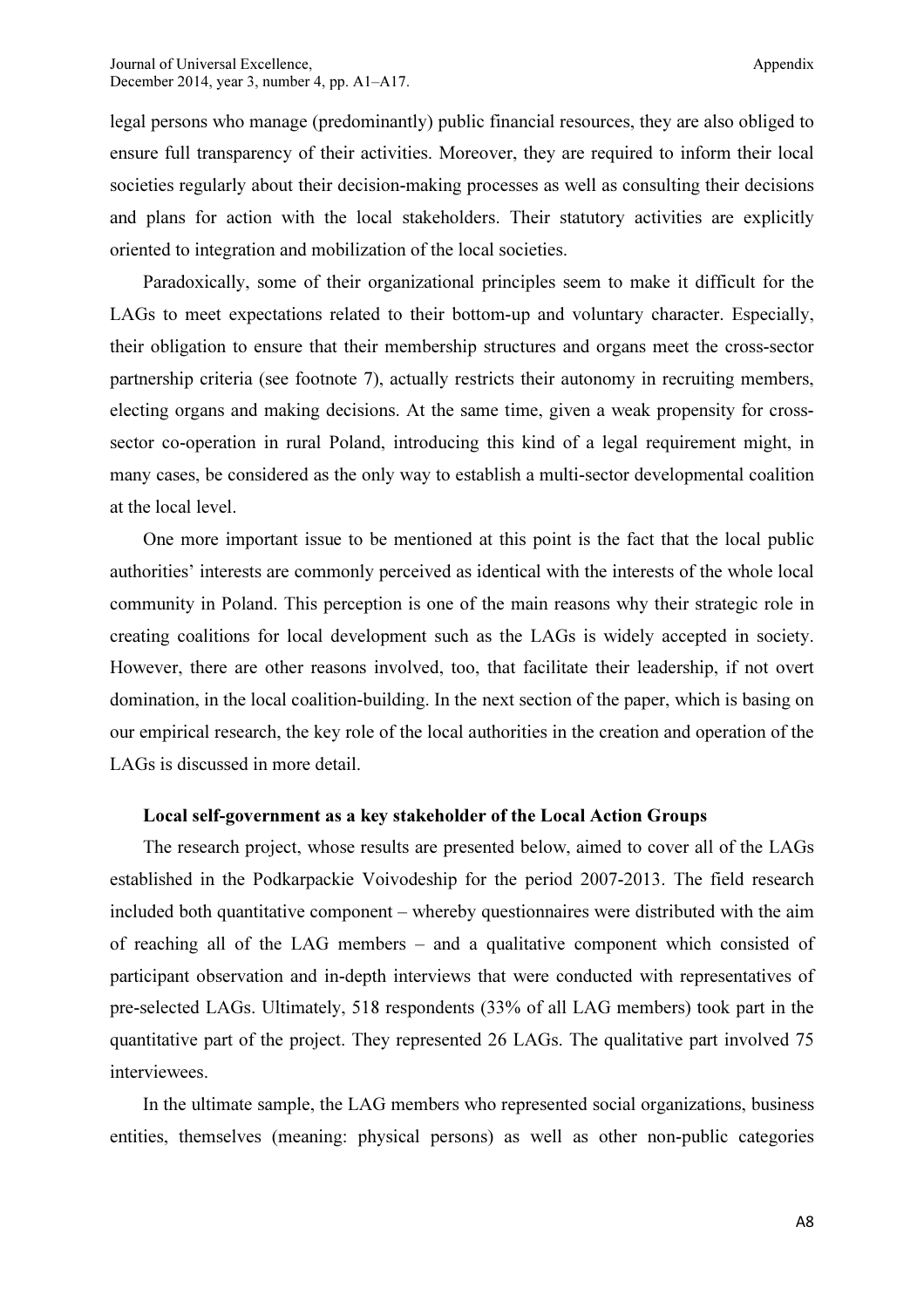legal persons who manage (predominantly) public financial resources, they are also obliged to ensure full transparency of their activities. Moreover, they are required to inform their local societies regularly about their decision-making processes as well as consulting their decisions and plans for action with the local stakeholders. Their statutory activities are explicitly oriented to integration and mobilization of the local societies.

Paradoxically, some of their organizational principles seem to make it difficult for the LAGs to meet expectations related to their bottom-up and voluntary character. Especially, their obligation to ensure that their membership structures and organs meet the cross-sector partnership criteria (see footnote 7), actually restricts their autonomy in recruiting members, electing organs and making decisions. At the same time, given a weak propensity for cross-sector co-operation in rural Poland, introducing this kind of a legal requirement might, in many cases, be considered as the only way to establish a multi-sector developmental coalition at the local level.

One more important issue to be mentioned at this point is the fact that the local public authorities' interests are commonly perceived as identical with the interests of the whole local community in Poland. This perception is one of the main reasons why their strategic role in creating coalitions for local development such as the LAGs is widely accepted in society. However, there are other reasons involved, too, that facilitate their leadership, if not overt domination, in the local coalition-building. In the next section of the paper, which is basing on our empirical research, the key role of the local authorities in the creation and operation of the LAGs is discussed in more detail.

### Local self-government as a key stakeholder of the Local Action Groups

The research project, whose results are presented below, aimed to cover all of the LAGs established in the Podkarpackie Voivodeship for the period 2007-2013. The field research included both quantitative component – whereby questionnaires were distributed with the aim of reaching all of the LAG members – and a qualitative component which consisted of participant observation and in-depth interviews that were conducted with representatives of pre-selected LAGs. Ultimately, 518 respondents (33% of all LAG members) took part in the quantitative part of the project. They represented 26 LAGs. The qualitative part involved 75 interviewees.

In the ultimate sample, the LAG members who represented social organizations, business entities, themselves (meaning: physical persons) as well as other non-public categories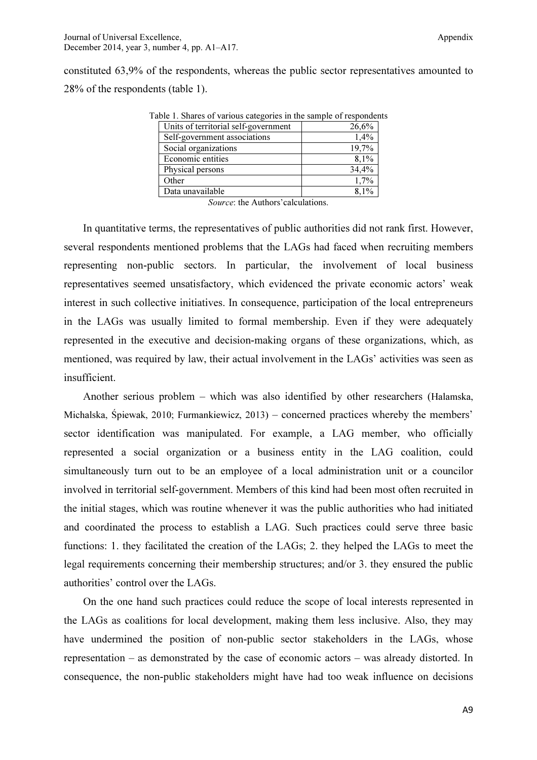constituted 63,9% of the respondents, whereas the public sector representatives amounted to 28% of the respondents (table 1).

Table 1. Shares of various categories in the sample of respondents

| Category | Share |
|---|---|
| Units of territorial self-government | 26,6% |
| Self-government associations | 1,4% |
| Social organizations | 19,7% |
| Economic entities | 8,1% |
| Physical persons | 34,4% |
| Other | 1,7% |
| Data unavailable | 8,1% |

*Source*: the Authors'calculations.

In quantitative terms, the representatives of public authorities did not rank first. However, several respondents mentioned problems that the LAGs had faced when recruiting members representing non-public sectors. In particular, the involvement of local business representatives seemed unsatisfactory, which evidenced the private economic actors' weak interest in such collective initiatives. In consequence, participation of the local entrepreneurs in the LAGs was usually limited to formal membership. Even if they were adequately represented in the executive and decision-making organs of these organizations, which, as mentioned, was required by law, their actual involvement in the LAGs' activities was seen as insufficient.

Another serious problem – which was also identified by other researchers (Halamska, Michalska, Śpiewak, 2010; Furmankiewicz, 2013) – concerned practices whereby the members' sector identification was manipulated. For example, a LAG member, who officially represented a social organization or a business entity in the LAG coalition, could simultaneously turn out to be an employee of a local administration unit or a councilor involved in territorial self-government. Members of this kind had been most often recruited in the initial stages, which was routine whenever it was the public authorities who had initiated and coordinated the process to establish a LAG. Such practices could serve three basic functions: 1. they facilitated the creation of the LAGs; 2. they helped the LAGs to meet the legal requirements concerning their membership structures; and/or 3. they ensured the public authorities' control over the LAGs.

On the one hand such practices could reduce the scope of local interests represented in the LAGs as coalitions for local development, making them less inclusive. Also, they may have undermined the position of non-public sector stakeholders in the LAGs, whose representation – as demonstrated by the case of economic actors – was already distorted. In consequence, the non-public stakeholders might have had too weak influence on decisions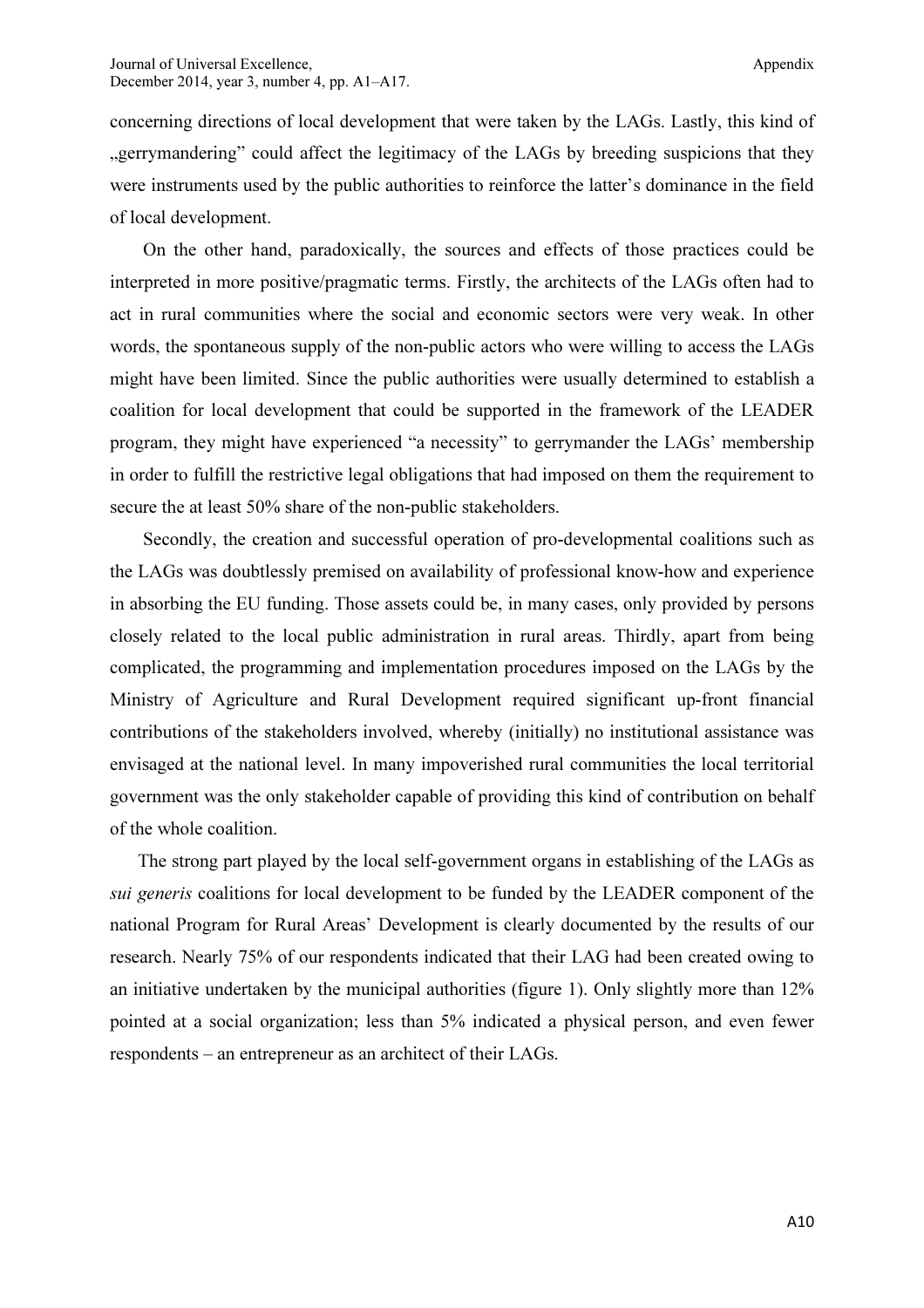concerning directions of local development that were taken by the LAGs. Lastly, this kind of „gerrymandering" could affect the legitimacy of the LAGs by breeding suspicions that they were instruments used by the public authorities to reinforce the latter's dominance in the field of local development.

On the other hand, paradoxically, the sources and effects of those practices could be interpreted in more positive/pragmatic terms. Firstly, the architects of the LAGs often had to act in rural communities where the social and economic sectors were very weak. In other words, the spontaneous supply of the non-public actors who were willing to access the LAGs might have been limited. Since the public authorities were usually determined to establish a coalition for local development that could be supported in the framework of the LEADER program, they might have experienced "a necessity" to gerrymander the LAGs' membership in order to fulfill the restrictive legal obligations that had imposed on them the requirement to secure the at least 50% share of the non-public stakeholders.

Secondly, the creation and successful operation of pro-developmental coalitions such as the LAGs was doubtlessly premised on availability of professional know-how and experience in absorbing the EU funding. Those assets could be, in many cases, only provided by persons closely related to the local public administration in rural areas. Thirdly, apart from being complicated, the programming and implementation procedures imposed on the LAGs by the Ministry of Agriculture and Rural Development required significant up-front financial contributions of the stakeholders involved, whereby (initially) no institutional assistance was envisaged at the national level. In many impoverished rural communities the local territorial government was the only stakeholder capable of providing this kind of contribution on behalf of the whole coalition.

The strong part played by the local self-government organs in establishing of the LAGs as *sui generis* coalitions for local development to be funded by the LEADER component of the national Program for Rural Areas' Development is clearly documented by the results of our research. Nearly 75% of our respondents indicated that their LAG had been created owing to an initiative undertaken by the municipal authorities (figure 1). Only slightly more than 12% pointed at a social organization; less than 5% indicated a physical person, and even fewer respondents – an entrepreneur as an architect of their LAGs.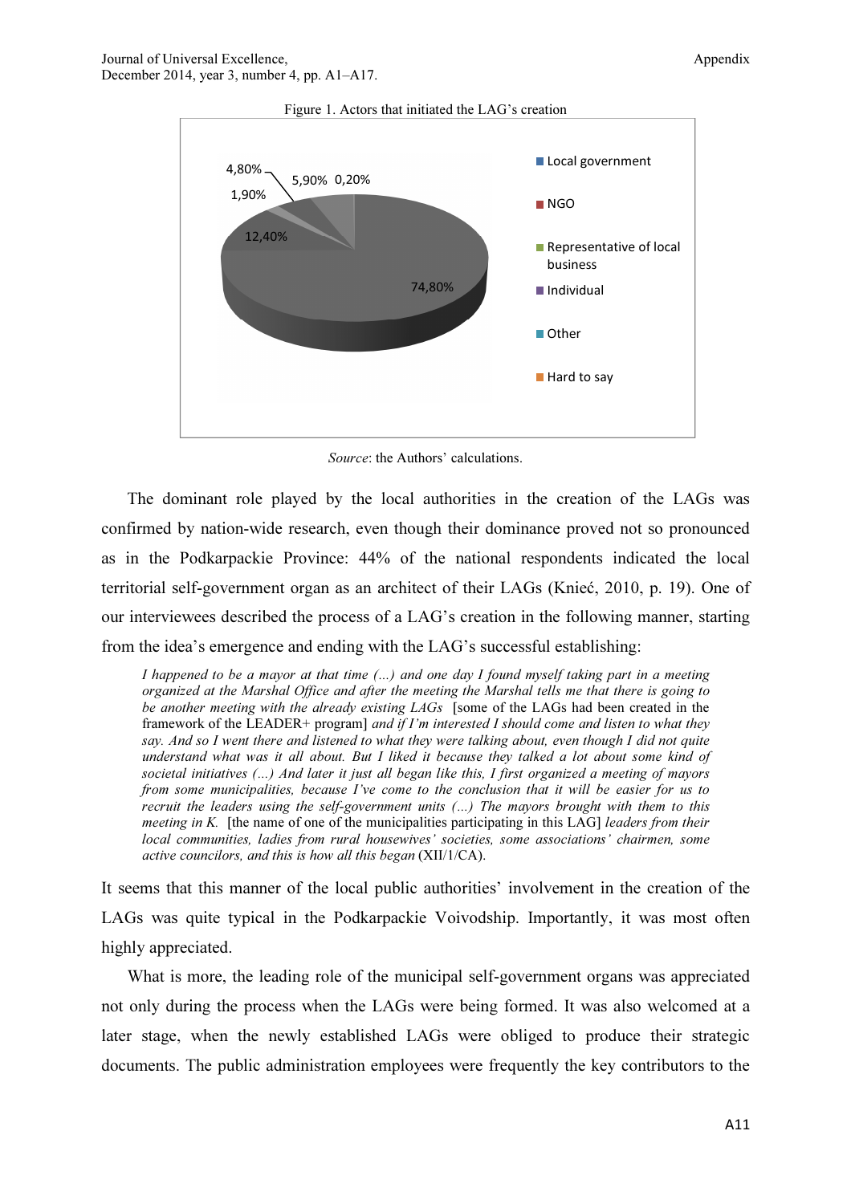Figure 1. Actors that initiated the LAG's creation

| Actor | Share |
|---|---|
| Local government | 74,80% |
| NGO | 12,40% |
| Representative of local business | 1,90% |
| Individual | 4,80% |
| Other | 5,90% |
| Hard to say | 0,20% |

*Source*: the Authors' calculations.

The dominant role played by the local authorities in the creation of the LAGs was confirmed by nation-wide research, even though their dominance proved not so pronounced as in the Podkarpackie Province: 44% of the national respondents indicated the local territorial self-government organ as an architect of their LAGs (Knieć, 2010, p. 19). One of our interviewees described the process of a LAG's creation in the following manner, starting from the idea's emergence and ending with the LAG's successful establishing:

> *I happened to be a mayor at that time (...) and one day I found myself taking part in a meeting organized at the Marshal Office and after the meeting the Marshal tells me that there is going to be another meeting with the already existing LAGs* [some of the LAGs had been created in the framework of the LEADER+ program] *and if I'm interested I should come and listen to what they say. And so I went there and listened to what they were talking about, even though I did not quite understand what was it all about. But I liked it because they talked a lot about some kind of societal initiatives (...) And later it just all began like this, I first organized a meeting of mayors from some municipalities, because I've come to the conclusion that it will be easier for us to recruit the leaders using the self-government units (...) The mayors brought with them to this meeting in K.* [the name of one of the municipalities participating in this LAG] *leaders from their local communities, ladies from rural housewives' societies, some associations' chairmen, some active councilors, and this is how all this began* (XII/1/CA).

It seems that this manner of the local public authorities' involvement in the creation of the LAGs was quite typical in the Podkarpackie Voivodship. Importantly, it was most often highly appreciated.

What is more, the leading role of the municipal self-government organs was appreciated not only during the process when the LAGs were being formed. It was also welcomed at a later stage, when the newly established LAGs were obliged to produce their strategic documents. The public administration employees were frequently the key contributors to the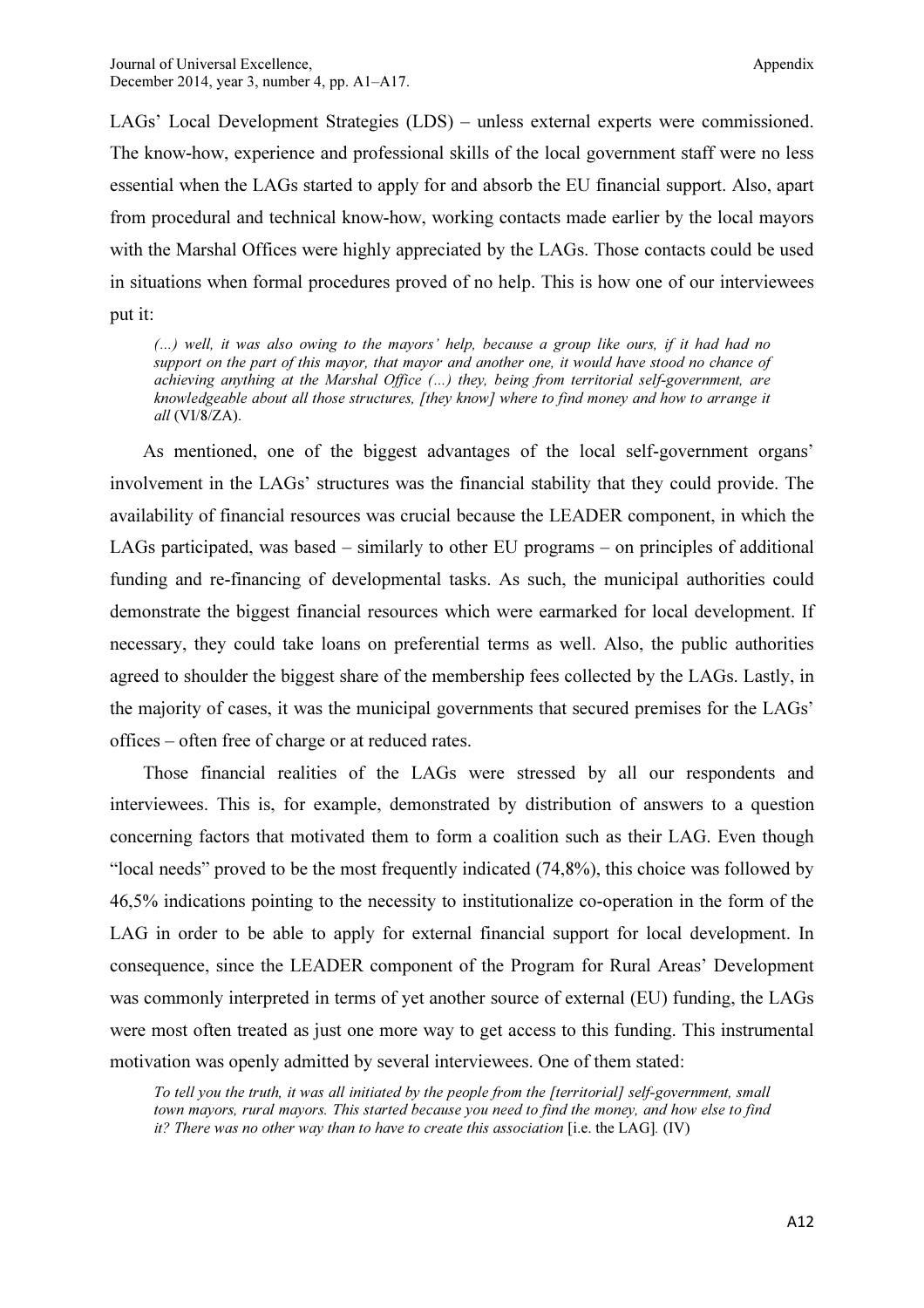LAGs' Local Development Strategies (LDS) – unless external experts were commissioned. The know-how, experience and professional skills of the local government staff were no less essential when the LAGs started to apply for and absorb the EU financial support. Also, apart from procedural and technical know-how, working contacts made earlier by the local mayors with the Marshal Offices were highly appreciated by the LAGs. Those contacts could be used in situations when formal procedures proved of no help. This is how one of our interviewees put it:

> *(...) well, it was also owing to the mayors' help, because a group like ours, if it had had no support on the part of this mayor, that mayor and another one, it would have stood no chance of achieving anything at the Marshal Office (...) they, being from territorial self-government, are knowledgeable about all those structures, [they know] where to find money and how to arrange it all* (VI/8/ZA).

As mentioned, one of the biggest advantages of the local self-government organs' involvement in the LAGs' structures was the financial stability that they could provide. The availability of financial resources was crucial because the LEADER component, in which the LAGs participated, was based – similarly to other EU programs – on principles of additional funding and re-financing of developmental tasks. As such, the municipal authorities could demonstrate the biggest financial resources which were earmarked for local development. If necessary, they could take loans on preferential terms as well. Also, the public authorities agreed to shoulder the biggest share of the membership fees collected by the LAGs. Lastly, in the majority of cases, it was the municipal governments that secured premises for the LAGs' offices – often free of charge or at reduced rates.

Those financial realities of the LAGs were stressed by all our respondents and interviewees. This is, for example, demonstrated by distribution of answers to a question concerning factors that motivated them to form a coalition such as their LAG. Even though "local needs" proved to be the most frequently indicated (74,8%), this choice was followed by 46,5% indications pointing to the necessity to institutionalize co-operation in the form of the LAG in order to be able to apply for external financial support for local development. In consequence, since the LEADER component of the Program for Rural Areas' Development was commonly interpreted in terms of yet another source of external (EU) funding, the LAGs were most often treated as just one more way to get access to this funding. This instrumental motivation was openly admitted by several interviewees. One of them stated:

> *To tell you the truth, it was all initiated by the people from the [territorial] self-government, small town mayors, rural mayors. This started because you need to find the money, and how else to find it? There was no other way than to have to create this association* [i.e. the LAG]. (IV)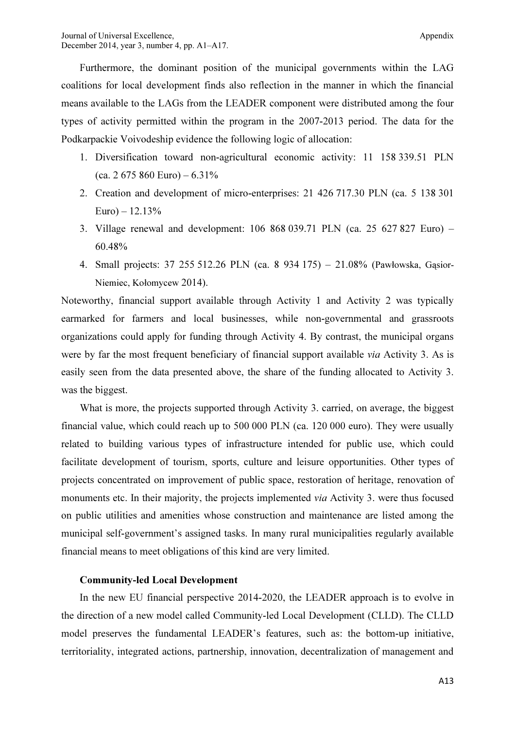Furthermore, the dominant position of the municipal governments within the LAG coalitions for local development finds also reflection in the manner in which the financial means available to the LAGs from the LEADER component were distributed among the four types of activity permitted within the program in the 2007-2013 period. The data for the Podkarpackie Voivodeship evidence the following logic of allocation:

1. Diversification toward non-agricultural economic activity: 11 158 339.51 PLN (ca. 2 675 860 Euro) – 6.31%
2. Creation and development of micro-enterprises: 21 426 717.30 PLN (ca. 5 138 301 Euro) – 12.13%
3. Village renewal and development: 106 868 039.71 PLN (ca. 25 627 827 Euro) – 60.48%
4. Small projects: 37 255 512.26 PLN (ca. 8 934 175) – 21.08% (Pawłowska, Gąsior-Niemiec, Kołomycew 2014).

Noteworthy, financial support available through Activity 1 and Activity 2 was typically earmarked for farmers and local businesses, while non-governmental and grassroots organizations could apply for funding through Activity 4. By contrast, the municipal organs were by far the most frequent beneficiary of financial support available *via* Activity 3. As is easily seen from the data presented above, the share of the funding allocated to Activity 3. was the biggest.

What is more, the projects supported through Activity 3. carried, on average, the biggest financial value, which could reach up to 500 000 PLN (ca. 120 000 euro). They were usually related to building various types of infrastructure intended for public use, which could facilitate development of tourism, sports, culture and leisure opportunities. Other types of projects concentrated on improvement of public space, restoration of heritage, renovation of monuments etc. In their majority, the projects implemented *via* Activity 3. were thus focused on public utilities and amenities whose construction and maintenance are listed among the municipal self-government's assigned tasks. In many rural municipalities regularly available financial means to meet obligations of this kind are very limited.

### Community-led Local Development

In the new EU financial perspective 2014-2020, the LEADER approach is to evolve in the direction of a new model called Community-led Local Development (CLLD). The CLLD model preserves the fundamental LEADER's features, such as: the bottom-up initiative, territoriality, integrated actions, partnership, innovation, decentralization of management and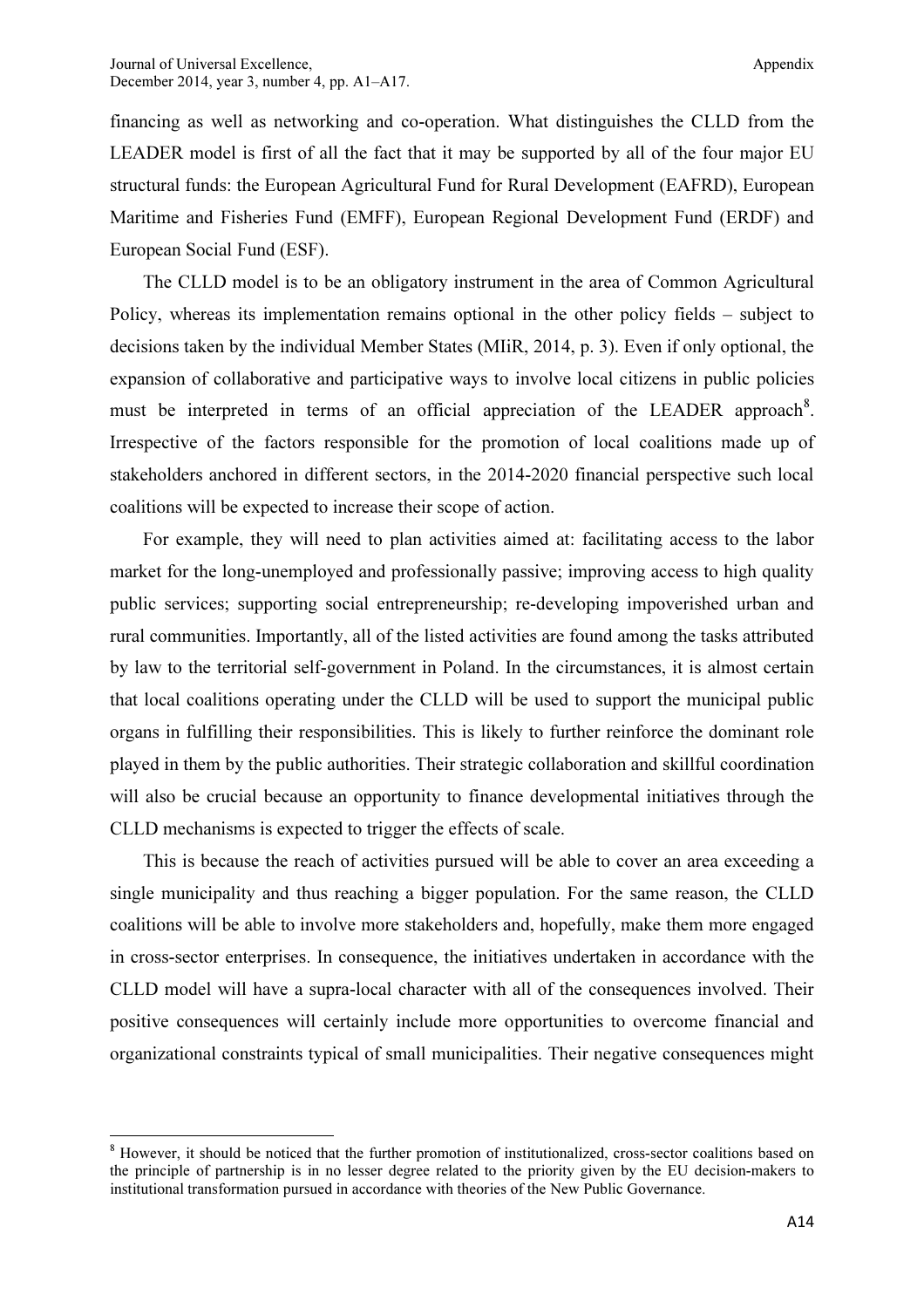financing as well as networking and co-operation. What distinguishes the CLLD from the LEADER model is first of all the fact that it may be supported by all of the four major EU structural funds: the European Agricultural Fund for Rural Development (EAFRD), European Maritime and Fisheries Fund (EMFF), European Regional Development Fund (ERDF) and European Social Fund (ESF).

The CLLD model is to be an obligatory instrument in the area of Common Agricultural Policy, whereas its implementation remains optional in the other policy fields – subject to decisions taken by the individual Member States (MIiR, 2014, p. 3). Even if only optional, the expansion of collaborative and participative ways to involve local citizens in public policies must be interpreted in terms of an official appreciation of the LEADER approach[8]. Irrespective of the factors responsible for the promotion of local coalitions made up of stakeholders anchored in different sectors, in the 2014-2020 financial perspective such local coalitions will be expected to increase their scope of action.

For example, they will need to plan activities aimed at: facilitating access to the labor market for the long-unemployed and professionally passive; improving access to high quality public services; supporting social entrepreneurship; re-developing impoverished urban and rural communities. Importantly, all of the listed activities are found among the tasks attributed by law to the territorial self-government in Poland. In the circumstances, it is almost certain that local coalitions operating under the CLLD will be used to support the municipal public organs in fulfilling their responsibilities. This is likely to further reinforce the dominant role played in them by the public authorities. Their strategic collaboration and skillful coordination will also be crucial because an opportunity to finance developmental initiatives through the CLLD mechanisms is expected to trigger the effects of scale.

This is because the reach of activities pursued will be able to cover an area exceeding a single municipality and thus reaching a bigger population. For the same reason, the CLLD coalitions will be able to involve more stakeholders and, hopefully, make them more engaged in cross-sector enterprises. In consequence, the initiatives undertaken in accordance with the CLLD model will have a supra-local character with all of the consequences involved. Their positive consequences will certainly include more opportunities to overcome financial and organizational constraints typical of small municipalities. Their negative consequences might

[8] However, it should be noticed that the further promotion of institutionalized, cross-sector coalitions based on the principle of partnership is in no lesser degree related to the priority given by the EU decision-makers to institutional transformation pursued in accordance with theories of the New Public Governance.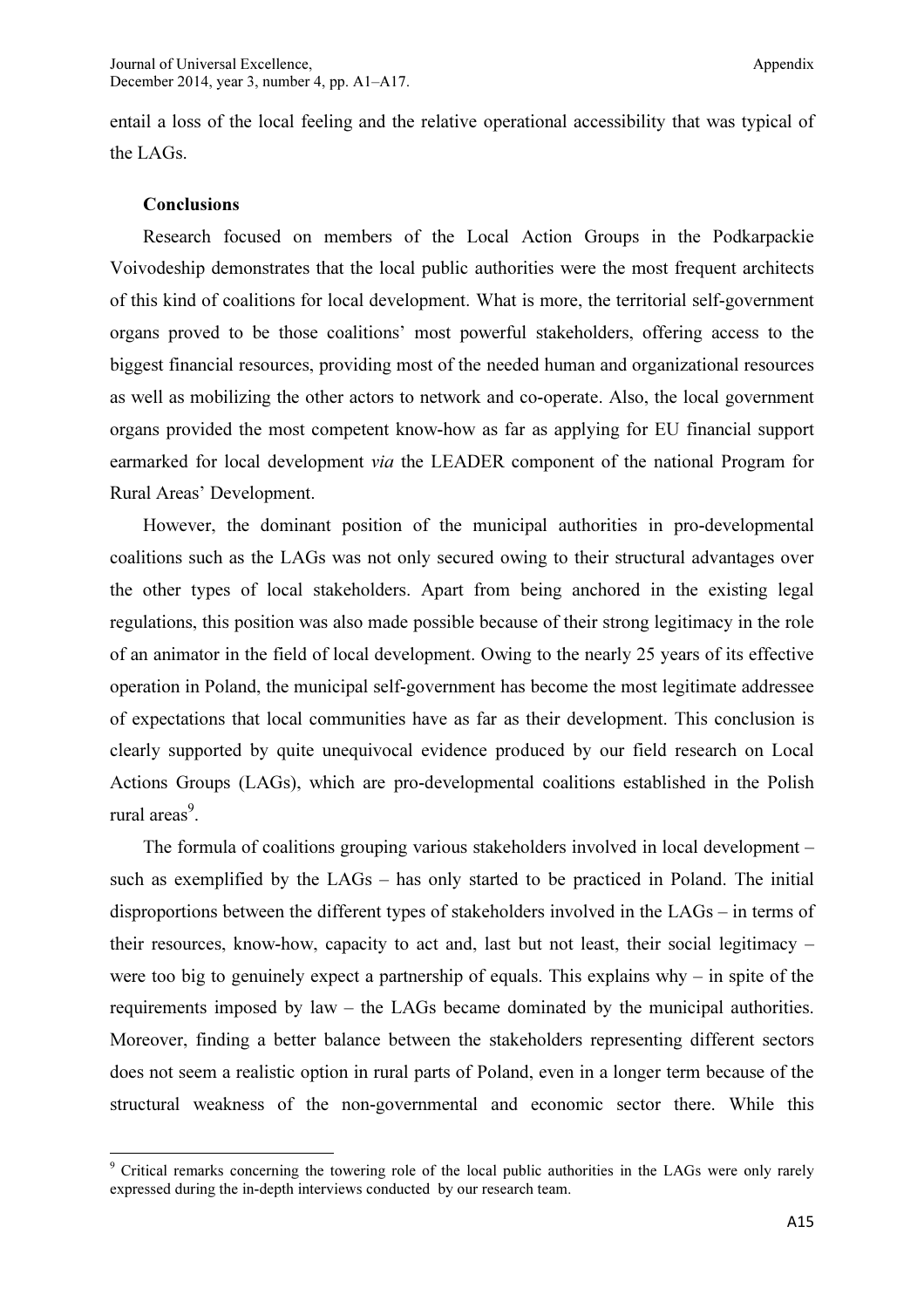entail a loss of the local feeling and the relative operational accessibility that was typical of the LAGs.

### Conclusions

Research focused on members of the Local Action Groups in the Podkarpackie Voivodeship demonstrates that the local public authorities were the most frequent architects of this kind of coalitions for local development. What is more, the territorial self-government organs proved to be those coalitions' most powerful stakeholders, offering access to the biggest financial resources, providing most of the needed human and organizational resources as well as mobilizing the other actors to network and co-operate. Also, the local government organs provided the most competent know-how as far as applying for EU financial support earmarked for local development *via* the LEADER component of the national Program for Rural Areas' Development.

However, the dominant position of the municipal authorities in pro-developmental coalitions such as the LAGs was not only secured owing to their structural advantages over the other types of local stakeholders. Apart from being anchored in the existing legal regulations, this position was also made possible because of their strong legitimacy in the role of an animator in the field of local development. Owing to the nearly 25 years of its effective operation in Poland, the municipal self-government has become the most legitimate addressee of expectations that local communities have as far as their development. This conclusion is clearly supported by quite unequivocal evidence produced by our field research on Local Actions Groups (LAGs), which are pro-developmental coalitions established in the Polish rural areas[9].

The formula of coalitions grouping various stakeholders involved in local development – such as exemplified by the LAGs – has only started to be practiced in Poland. The initial disproportions between the different types of stakeholders involved in the LAGs – in terms of their resources, know-how, capacity to act and, last but not least, their social legitimacy – were too big to genuinely expect a partnership of equals. This explains why – in spite of the requirements imposed by law – the LAGs became dominated by the municipal authorities. Moreover, finding a better balance between the stakeholders representing different sectors does not seem a realistic option in rural parts of Poland, even in a longer term because of the structural weakness of the non-governmental and economic sector there. While this

---

[9] Critical remarks concerning the towering role of the local public authorities in the LAGs were only rarely expressed during the in-depth interviews conducted by our research team.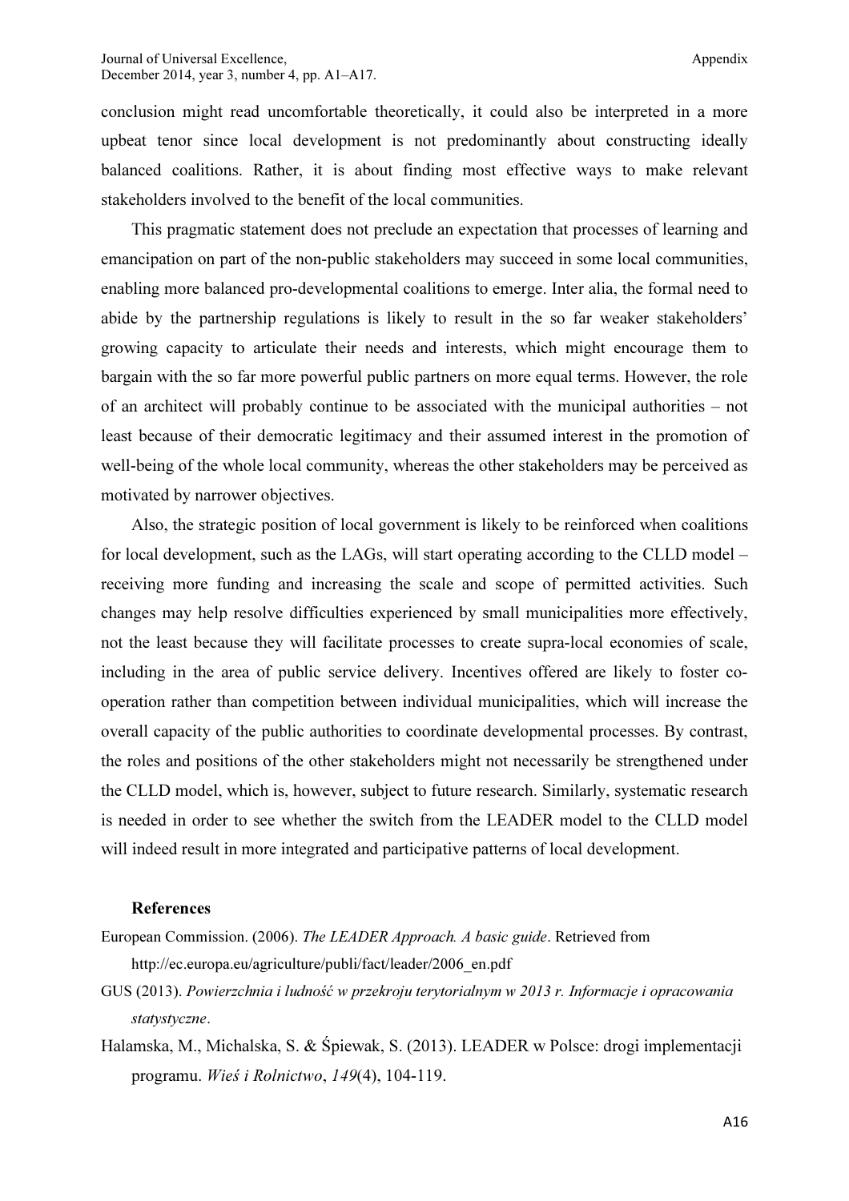conclusion might read uncomfortable theoretically, it could also be interpreted in a more upbeat tenor since local development is not predominantly about constructing ideally balanced coalitions. Rather, it is about finding most effective ways to make relevant stakeholders involved to the benefit of the local communities.

This pragmatic statement does not preclude an expectation that processes of learning and emancipation on part of the non-public stakeholders may succeed in some local communities, enabling more balanced pro-developmental coalitions to emerge. Inter alia, the formal need to abide by the partnership regulations is likely to result in the so far weaker stakeholders' growing capacity to articulate their needs and interests, which might encourage them to bargain with the so far more powerful public partners on more equal terms. However, the role of an architect will probably continue to be associated with the municipal authorities – not least because of their democratic legitimacy and their assumed interest in the promotion of well-being of the whole local community, whereas the other stakeholders may be perceived as motivated by narrower objectives.

Also, the strategic position of local government is likely to be reinforced when coalitions for local development, such as the LAGs, will start operating according to the CLLD model – receiving more funding and increasing the scale and scope of permitted activities. Such changes may help resolve difficulties experienced by small municipalities more effectively, not the least because they will facilitate processes to create supra-local economies of scale, including in the area of public service delivery. Incentives offered are likely to foster co-operation rather than competition between individual municipalities, which will increase the overall capacity of the public authorities to coordinate developmental processes. By contrast, the roles and positions of the other stakeholders might not necessarily be strengthened under the CLLD model, which is, however, subject to future research. Similarly, systematic research is needed in order to see whether the switch from the LEADER model to the CLLD model will indeed result in more integrated and participative patterns of local development.

### References

European Commission. (2006). *The LEADER Approach. A basic guide*. Retrieved from http://ec.europa.eu/agriculture/publi/fact/leader/2006_en.pdf

GUS (2013). *Powierzchnia i ludność w przekroju terytorialnym w 2013 r. Informacje i opracowania statystyczne*.

Halamska, M., Michalska, S. & Śpiewak, S. (2013). LEADER w Polsce: drogi implementacji programu. *Wieś i Rolnictwo*, *149*(4), 104-119.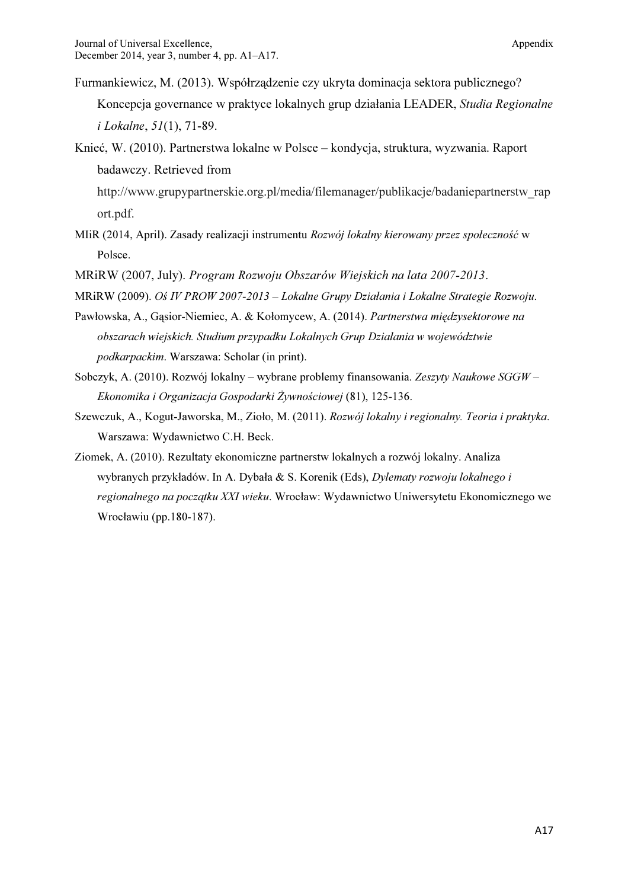Furmankiewicz, M. (2013). Współrządzenie czy ukryta dominacja sektora publicznego? Koncepcja governance w praktyce lokalnych grup działania LEADER, *Studia Regionalne i Lokalne*, *51*(1), 71-89.

Knieć, W. (2010). Partnerstwa lokalne w Polsce – kondycja, struktura, wyzwania. Raport badawczy. Retrieved from http://www.grupypartnerskie.org.pl/media/filemanager/publikacje/badaniepartnerstw_raport.pdf.

MIiR (2014, April). Zasady realizacji instrumentu *Rozwój lokalny kierowany przez społeczność* w Polsce.

MRiRW (2007, July). *Program Rozwoju Obszarów Wiejskich na lata 2007-2013*.

MRiRW (2009). *Oś IV PROW 2007-2013 – Lokalne Grupy Działania i Lokalne Strategie Rozwoju*.

Pawłowska, A., Gąsior-Niemiec, A. & Kołomycew, A. (2014). *Partnerstwa międzysektorowe na obszarach wiejskich. Studium przypadku Lokalnych Grup Działania w województwie podkarpackim*. Warszawa: Scholar (in print).

Sobczyk, A. (2010). Rozwój lokalny – wybrane problemy finansowania. *Zeszyty Naukowe SGGW – Ekonomika i Organizacja Gospodarki Żywnościowej* (81), 125-136.

Szewczuk, A., Kogut-Jaworska, M., Zioło, M. (2011). *Rozwój lokalny i regionalny. Teoria i praktyka*. Warszawa: Wydawnictwo C.H. Beck.

Ziomek, A. (2010). Rezultaty ekonomiczne partnerstw lokalnych a rozwój lokalny. Analiza wybranych przykładów. In A. Dybała & S. Korenik (Eds), *Dylematy rozwoju lokalnego i regionalnego na początku XXI wieku*. Wrocław: Wydawnictwo Uniwersytetu Ekonomicznego we Wrocławiu (pp.180-187).